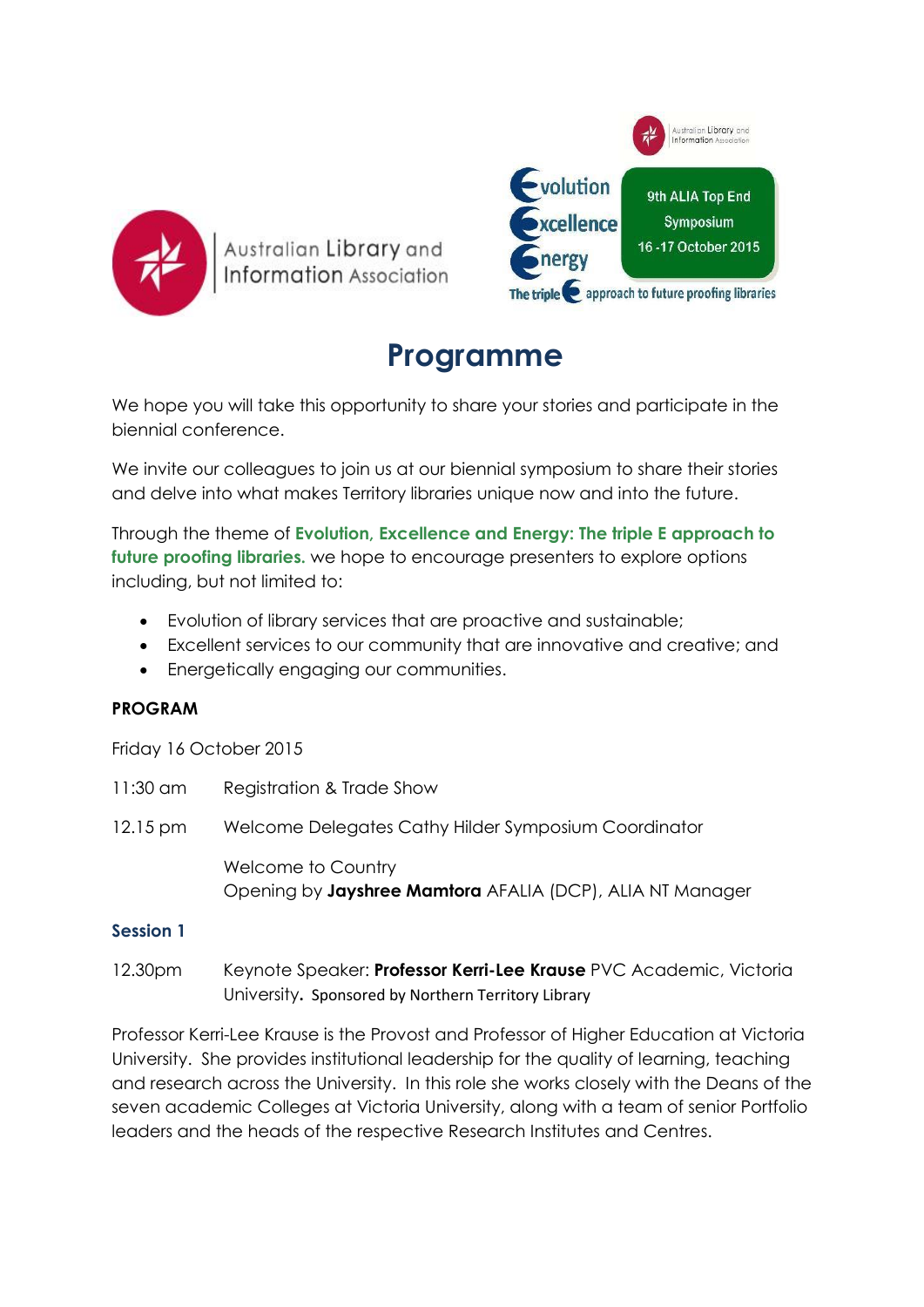Australian Library and Information Association

Evolution
Excellence
Energy

9th ALIA Top End Symposium
16 -17 October 2015

The triple E approach to future proofing libraries

# Programme

We hope you will take this opportunity to share your stories and participate in the biennial conference.

We invite our colleagues to join us at our biennial symposium to share their stories and delve into what makes Territory libraries unique now and into the future.

Through the theme of **Evolution, Excellence and Energy: The triple E approach to future proofing libraries.** we hope to encourage presenters to explore options including, but not limited to:

- Evolution of library services that are proactive and sustainable;
- Excellent services to our community that are innovative and creative; and
- Energetically engaging our communities.

**PROGRAM**

Friday 16 October 2015

11:30 am Registration & Trade Show

12.15 pm Welcome Delegates Cathy Hilder Symposium Coordinator

Welcome to Country
Opening by **Jayshree Mamtora** AFALIA (DCP), ALIA NT Manager

### Session 1

12.30pm Keynote Speaker: **Professor Kerri-Lee Krause** PVC Academic, Victoria University. Sponsored by Northern Territory Library

Professor Kerri-Lee Krause is the Provost and Professor of Higher Education at Victoria University. She provides institutional leadership for the quality of learning, teaching and research across the University. In this role she works closely with the Deans of the seven academic Colleges at Victoria University, along with a team of senior Portfolio leaders and the heads of the respective Research Institutes and Centres.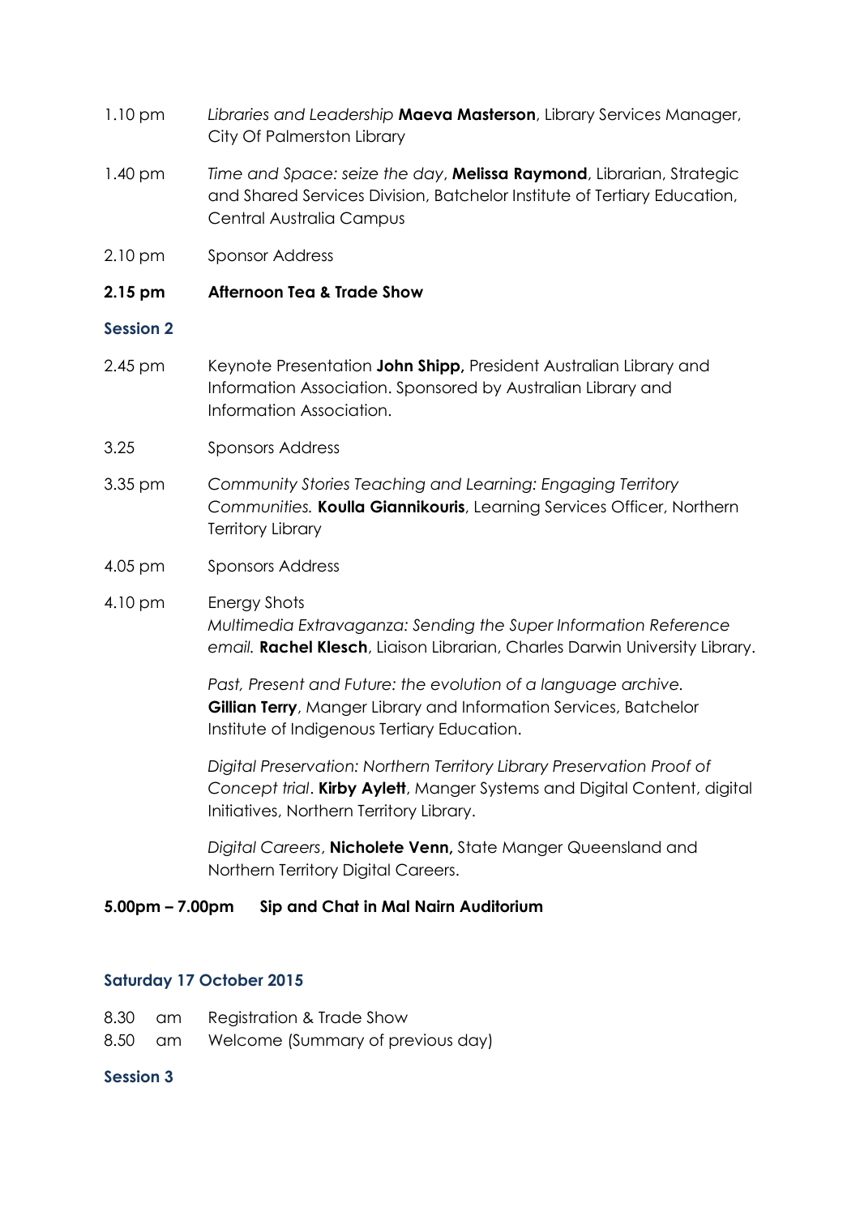1.10 pm *Libraries and Leadership* **Maeva Masterson**, Library Services Manager, City Of Palmerston Library

1.40 pm *Time and Space: seize the day*, **Melissa Raymond**, Librarian, Strategic and Shared Services Division, Batchelor Institute of Tertiary Education, Central Australia Campus

2.10 pm Sponsor Address

**2.15 pm Afternoon Tea & Trade Show**

### Session 2

2.45 pm Keynote Presentation **John Shipp,** President Australian Library and Information Association. Sponsored by Australian Library and Information Association.

3.25 Sponsors Address

3.35 pm *Community Stories Teaching and Learning: Engaging Territory Communities.* **Koulla Giannikouris**, Learning Services Officer, Northern Territory Library

4.05 pm Sponsors Address

4.10 pm Energy Shots

*Multimedia Extravaganza: Sending the Super Information Reference email.* **Rachel Klesch**, Liaison Librarian, Charles Darwin University Library.

*Past, Present and Future: the evolution of a language archive.* **Gillian Terry**, Manger Library and Information Services, Batchelor Institute of Indigenous Tertiary Education.

*Digital Preservation: Northern Territory Library Preservation Proof of Concept trial*. **Kirby Aylett**, Manger Systems and Digital Content, digital Initiatives, Northern Territory Library.

*Digital Careers*, **Nicholete Venn,** State Manger Queensland and Northern Territory Digital Careers.

**5.00pm – 7.00pm Sip and Chat in Mal Nairn Auditorium**

### Saturday 17 October 2015

8.30 am Registration & Trade Show

8.50 am Welcome (Summary of previous day)

### Session 3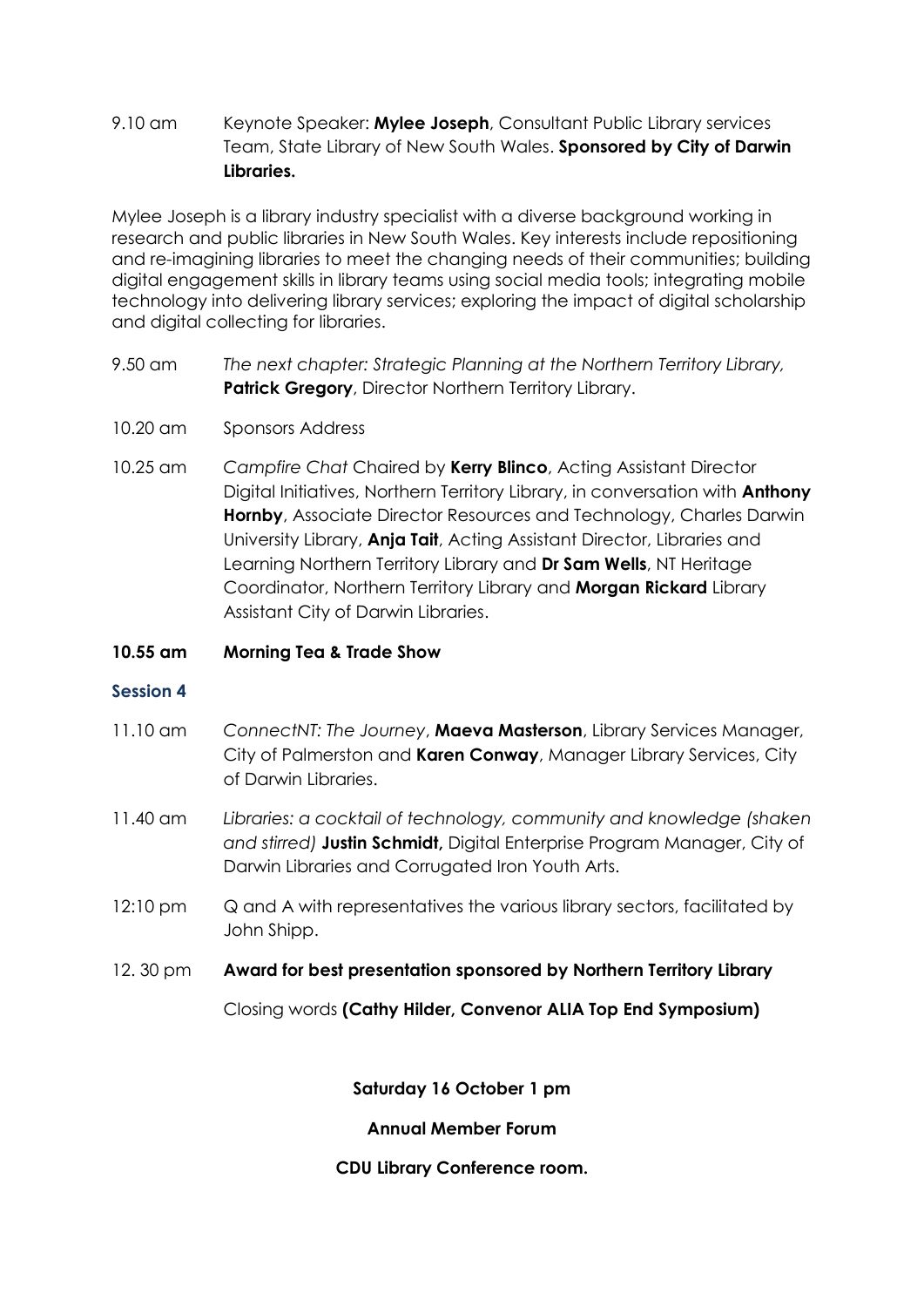9.10 am Keynote Speaker: **Mylee Joseph**, Consultant Public Library services Team, State Library of New South Wales. **Sponsored by City of Darwin Libraries.**

Mylee Joseph is a library industry specialist with a diverse background working in research and public libraries in New South Wales. Key interests include repositioning and re-imagining libraries to meet the changing needs of their communities; building digital engagement skills in library teams using social media tools; integrating mobile technology into delivering library services; exploring the impact of digital scholarship and digital collecting for libraries.

9.50 am *The next chapter: Strategic Planning at the Northern Territory Library,* **Patrick Gregory**, Director Northern Territory Library.

10.20 am Sponsors Address

10.25 am *Campfire Chat* Chaired by **Kerry Blinco**, Acting Assistant Director Digital Initiatives, Northern Territory Library, in conversation with **Anthony Hornby**, Associate Director Resources and Technology, Charles Darwin University Library, **Anja Tait**, Acting Assistant Director, Libraries and Learning Northern Territory Library and **Dr Sam Wells**, NT Heritage Coordinator, Northern Territory Library and **Morgan Rickard** Library Assistant City of Darwin Libraries.

**10.55 am Morning Tea & Trade Show**

## Session 4

11.10 am *ConnectNT: The Journey*, **Maeva Masterson**, Library Services Manager, City of Palmerston and **Karen Conway**, Manager Library Services, City of Darwin Libraries.

11.40 am *Libraries: a cocktail of technology, community and knowledge (shaken and stirred)* **Justin Schmidt,** Digital Enterprise Program Manager, City of Darwin Libraries and Corrugated Iron Youth Arts.

12:10 pm Q and A with representatives the various library sectors, facilitated by John Shipp.

12. 30 pm **Award for best presentation sponsored by Northern Territory Library**

Closing words **(Cathy Hilder, Convenor ALIA Top End Symposium)**

**Saturday 16 October 1 pm**

**Annual Member Forum**

**CDU Library Conference room.**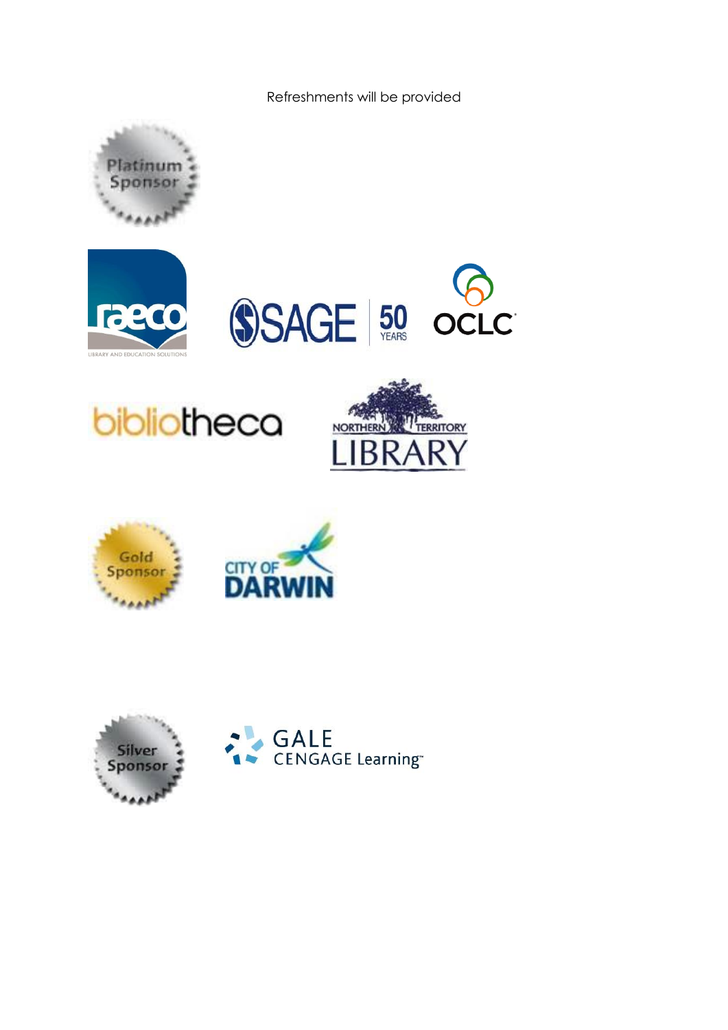Refreshments will be provided

Platinum Sponsor

raeco LIBRARY AND EDUCATION SOLUTIONS

SAGE 50 YEARS

OCLC

bibliotheca

NORTHERN TERRITORY LIBRARY

Gold Sponsor

CITY OF DARWIN

Silver Sponsor

GALE CENGAGE Learning